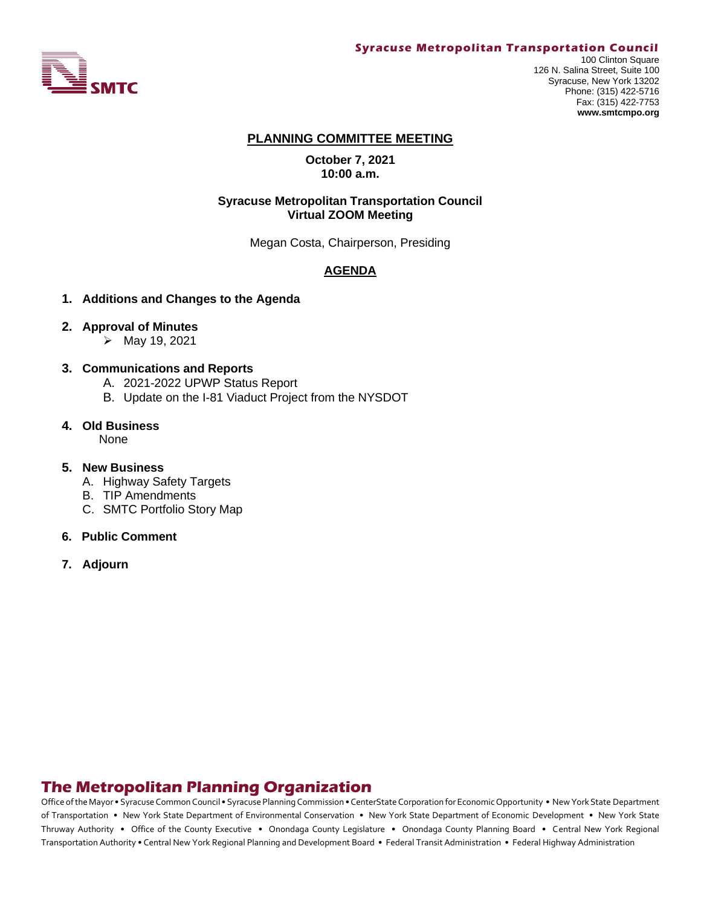**Syracuse Metropolitan Transportation Council**

SMTC

100 Clinton Square
126 N. Salina Street, Suite 100
Syracuse, New York 13202
Phone: (315) 422-5716
Fax: (315) 422-7753
**www.smtcmpo.org**

# PLANNING COMMITTEE MEETING

**October 7, 2021**
**10:00 a.m.**

**Syracuse Metropolitan Transportation Council**
**Virtual ZOOM Meeting**

Megan Costa, Chairperson, Presiding

## AGENDA

1. **Additions and Changes to the Agenda**
2. **Approval of Minutes**
   - May 19, 2021
3. **Communications and Reports**
   A. 2021-2022 UPWP Status Report
   B. Update on the I-81 Viaduct Project from the NYSDOT
4. **Old Business**
   None
5. **New Business**
   A. Highway Safety Targets
   B. TIP Amendments
   C. SMTC Portfolio Story Map
6. **Public Comment**
7. **Adjourn**

## The Metropolitan Planning Organization

Office of the Mayor • Syracuse Common Council • Syracuse Planning Commission • CenterState Corporation for Economic Opportunity • New York State Department of Transportation • New York State Department of Environmental Conservation • New York State Department of Economic Development • New York State Thruway Authority • Office of the County Executive • Onondaga County Legislature • Onondaga County Planning Board • Central New York Regional Transportation Authority • Central New York Regional Planning and Development Board • Federal Transit Administration • Federal Highway Administration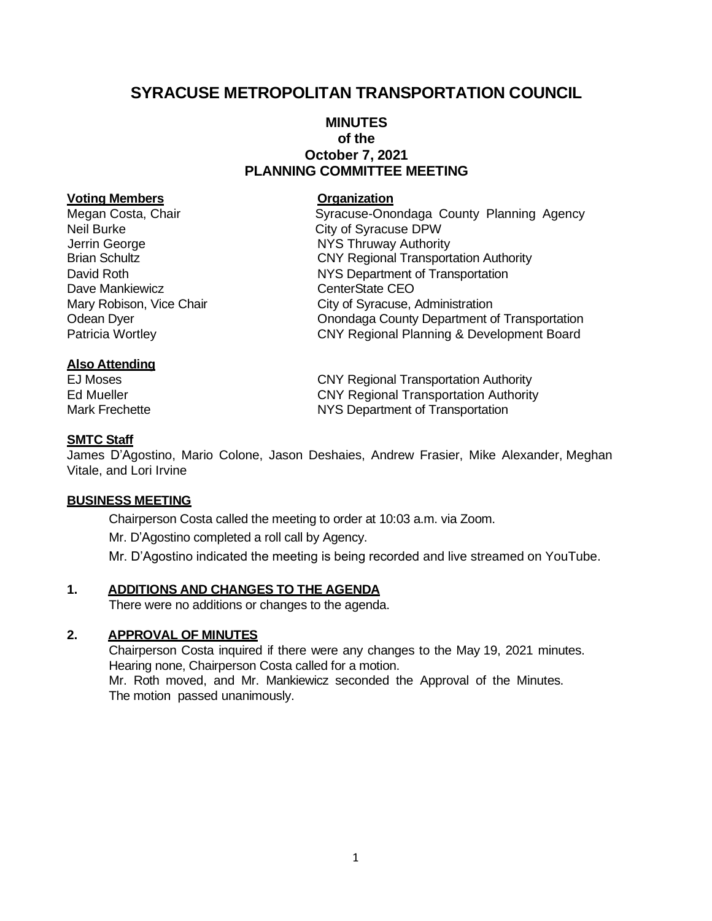# SYRACUSE METROPOLITAN TRANSPORTATION COUNCIL

## MINUTES
### of the
### October 7, 2021
### PLANNING COMMITTEE MEETING

| **Voting Members** | **Organization** |
|---|---|
| Megan Costa, Chair | Syracuse-Onondaga County Planning Agency |
| Neil Burke | City of Syracuse DPW |
| Jerrin George | NYS Thruway Authority |
| Brian Schultz | CNY Regional Transportation Authority |
| David Roth | NYS Department of Transportation |
| Dave Mankiewicz | CenterState CEO |
| Mary Robison, Vice Chair | City of Syracuse, Administration |
| Odean Dyer | Onondaga County Department of Transportation |
| Patricia Wortley | CNY Regional Planning & Development Board |

**Also Attending**

| | |
|---|---|
| EJ Moses | CNY Regional Transportation Authority |
| Ed Mueller | CNY Regional Transportation Authority |
| Mark Frechette | NYS Department of Transportation |

**SMTC Staff**

James D'Agostino, Mario Colone, Jason Deshaies, Andrew Frasier, Mike Alexander, Meghan Vitale, and Lori Irvine

**BUSINESS MEETING**

Chairperson Costa called the meeting to order at 10:03 a.m. via Zoom.

Mr. D'Agostino completed a roll call by Agency.

Mr. D'Agostino indicated the meeting is being recorded and live streamed on YouTube.

**1. ADDITIONS AND CHANGES TO THE AGENDA**

There were no additions or changes to the agenda.

**2. APPROVAL OF MINUTES**

Chairperson Costa inquired if there were any changes to the May 19, 2021 minutes. Hearing none, Chairperson Costa called for a motion.
Mr. Roth moved, and Mr. Mankiewicz seconded the Approval of the Minutes. The motion passed unanimously.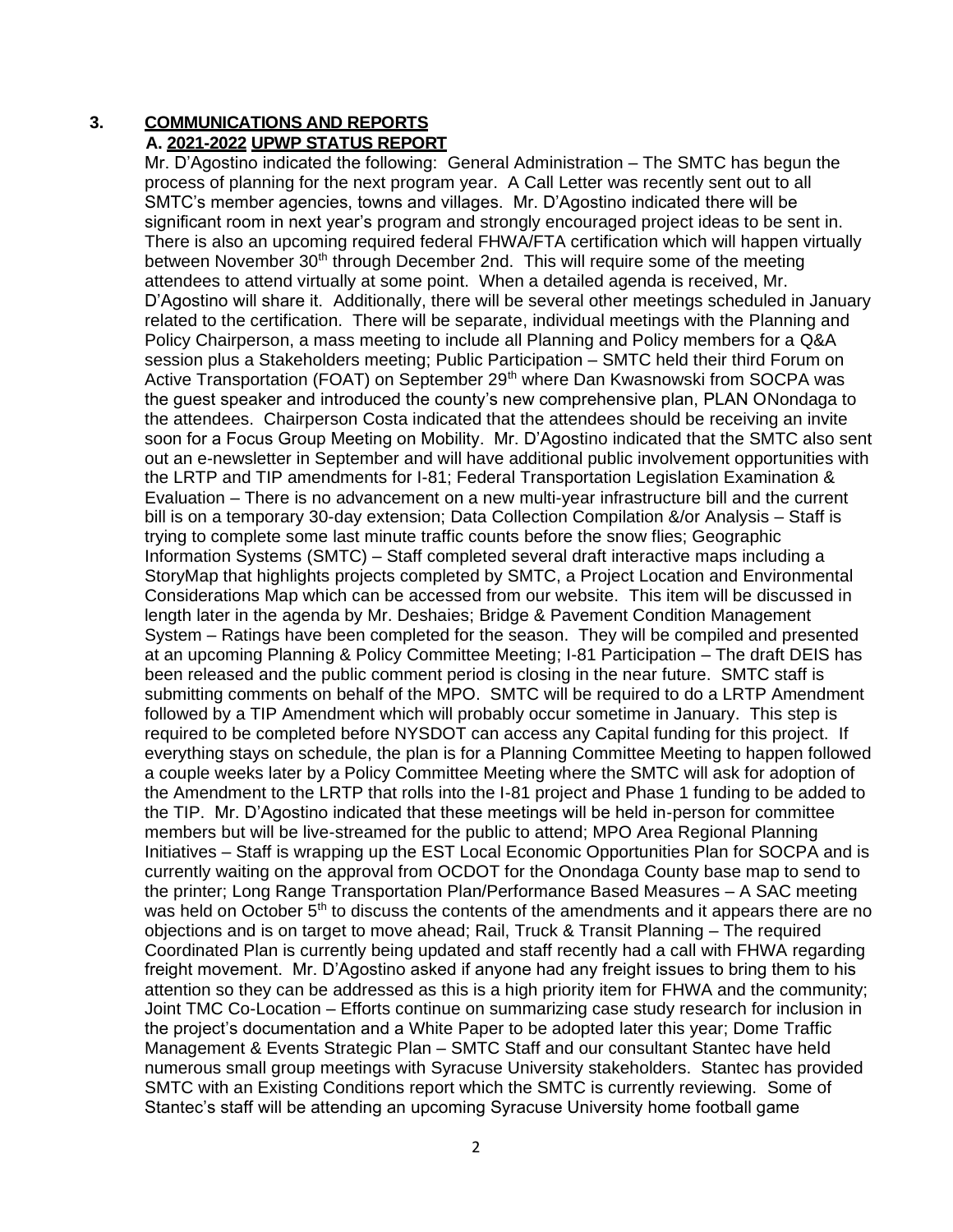## 3. COMMUNICATIONS AND REPORTS

### A. 2021-2022 UPWP STATUS REPORT

Mr. D'Agostino indicated the following: General Administration – The SMTC has begun the process of planning for the next program year. A Call Letter was recently sent out to all SMTC's member agencies, towns and villages. Mr. D'Agostino indicated there will be significant room in next year's program and strongly encouraged project ideas to be sent in. There is also an upcoming required federal FHWA/FTA certification which will happen virtually between November 30th through December 2nd. This will require some of the meeting attendees to attend virtually at some point. When a detailed agenda is received, Mr. D'Agostino will share it. Additionally, there will be several other meetings scheduled in January related to the certification. There will be separate, individual meetings with the Planning and Policy Chairperson, a mass meeting to include all Planning and Policy members for a Q&A session plus a Stakeholders meeting; Public Participation – SMTC held their third Forum on Active Transportation (FOAT) on September 29th where Dan Kwasnowski from SOCPA was the guest speaker and introduced the county's new comprehensive plan, PLAN ONondaga to the attendees. Chairperson Costa indicated that the attendees should be receiving an invite soon for a Focus Group Meeting on Mobility. Mr. D'Agostino indicated that the SMTC also sent out an e-newsletter in September and will have additional public involvement opportunities with the LRTP and TIP amendments for I-81; Federal Transportation Legislation Examination & Evaluation – There is no advancement on a new multi-year infrastructure bill and the current bill is on a temporary 30-day extension; Data Collection Compilation &/or Analysis – Staff is trying to complete some last minute traffic counts before the snow flies; Geographic Information Systems (SMTC) – Staff completed several draft interactive maps including a StoryMap that highlights projects completed by SMTC, a Project Location and Environmental Considerations Map which can be accessed from our website. This item will be discussed in length later in the agenda by Mr. Deshaies; Bridge & Pavement Condition Management System – Ratings have been completed for the season. They will be compiled and presented at an upcoming Planning & Policy Committee Meeting; I-81 Participation – The draft DEIS has been released and the public comment period is closing in the near future. SMTC staff is submitting comments on behalf of the MPO. SMTC will be required to do a LRTP Amendment followed by a TIP Amendment which will probably occur sometime in January. This step is required to be completed before NYSDOT can access any Capital funding for this project. If everything stays on schedule, the plan is for a Planning Committee Meeting to happen followed a couple weeks later by a Policy Committee Meeting where the SMTC will ask for adoption of the Amendment to the LRTP that rolls into the I-81 project and Phase 1 funding to be added to the TIP. Mr. D'Agostino indicated that these meetings will be held in-person for committee members but will be live-streamed for the public to attend; MPO Area Regional Planning Initiatives – Staff is wrapping up the EST Local Economic Opportunities Plan for SOCPA and is currently waiting on the approval from OCDOT for the Onondaga County base map to send to the printer; Long Range Transportation Plan/Performance Based Measures – A SAC meeting was held on October 5th to discuss the contents of the amendments and it appears there are no objections and is on target to move ahead; Rail, Truck & Transit Planning – The required Coordinated Plan is currently being updated and staff recently had a call with FHWA regarding freight movement. Mr. D'Agostino asked if anyone had any freight issues to bring them to his attention so they can be addressed as this is a high priority item for FHWA and the community; Joint TMC Co-Location – Efforts continue on summarizing case study research for inclusion in the project's documentation and a White Paper to be adopted later this year; Dome Traffic Management & Events Strategic Plan – SMTC Staff and our consultant Stantec have held numerous small group meetings with Syracuse University stakeholders. Stantec has provided SMTC with an Existing Conditions report which the SMTC is currently reviewing. Some of Stantec's staff will be attending an upcoming Syracuse University home football game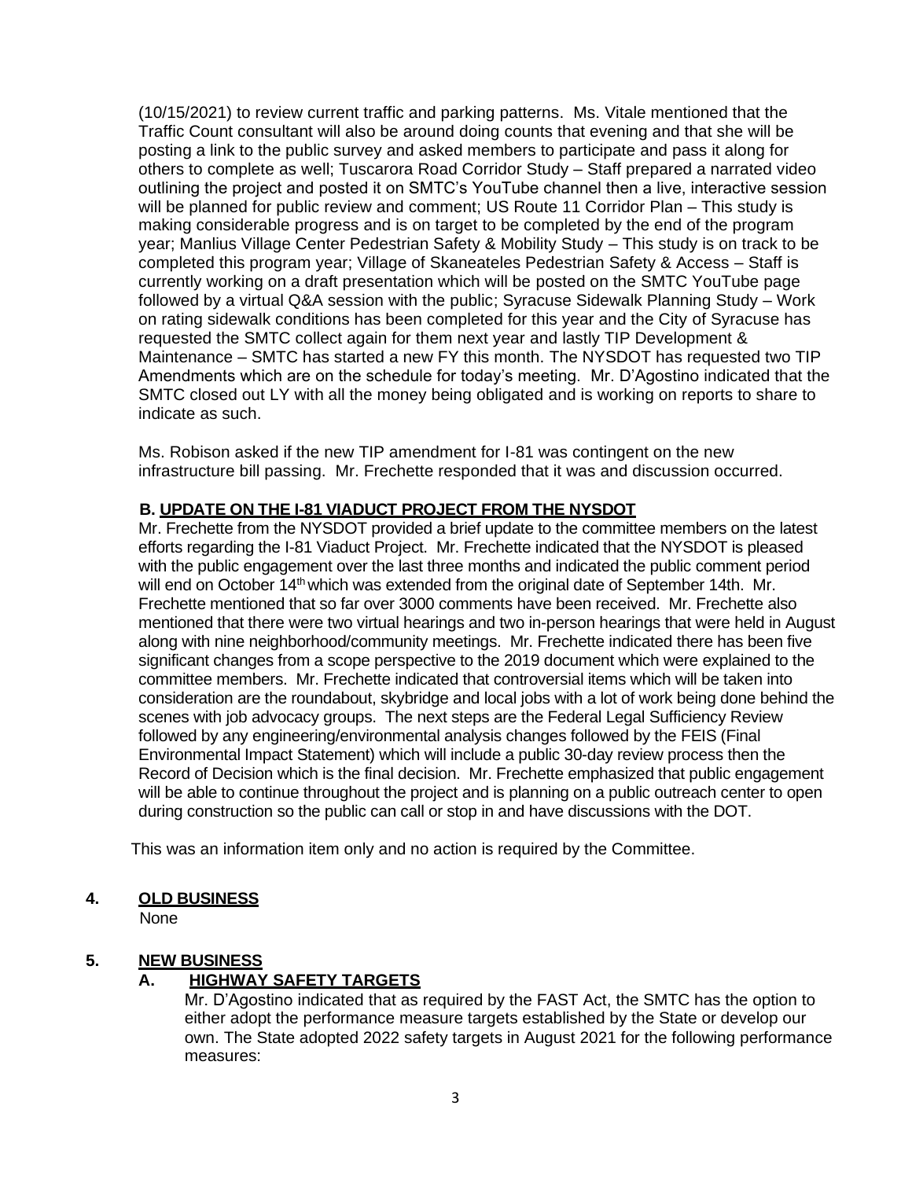(10/15/2021) to review current traffic and parking patterns. Ms. Vitale mentioned that the Traffic Count consultant will also be around doing counts that evening and that she will be posting a link to the public survey and asked members to participate and pass it along for others to complete as well; Tuscarora Road Corridor Study – Staff prepared a narrated video outlining the project and posted it on SMTC's YouTube channel then a live, interactive session will be planned for public review and comment; US Route 11 Corridor Plan – This study is making considerable progress and is on target to be completed by the end of the program year; Manlius Village Center Pedestrian Safety & Mobility Study – This study is on track to be completed this program year; Village of Skaneateles Pedestrian Safety & Access – Staff is currently working on a draft presentation which will be posted on the SMTC YouTube page followed by a virtual Q&A session with the public; Syracuse Sidewalk Planning Study – Work on rating sidewalk conditions has been completed for this year and the City of Syracuse has requested the SMTC collect again for them next year and lastly TIP Development & Maintenance – SMTC has started a new FY this month. The NYSDOT has requested two TIP Amendments which are on the schedule for today's meeting. Mr. D'Agostino indicated that the SMTC closed out LY with all the money being obligated and is working on reports to share to indicate as such.

Ms. Robison asked if the new TIP amendment for I-81 was contingent on the new infrastructure bill passing. Mr. Frechette responded that it was and discussion occurred.

**B. UPDATE ON THE I-81 VIADUCT PROJECT FROM THE NYSDOT**

Mr. Frechette from the NYSDOT provided a brief update to the committee members on the latest efforts regarding the I-81 Viaduct Project. Mr. Frechette indicated that the NYSDOT is pleased with the public engagement over the last three months and indicated the public comment period will end on October 14th which was extended from the original date of September 14th. Mr. Frechette mentioned that so far over 3000 comments have been received. Mr. Frechette also mentioned that there were two virtual hearings and two in-person hearings that were held in August along with nine neighborhood/community meetings. Mr. Frechette indicated there has been five significant changes from a scope perspective to the 2019 document which were explained to the committee members. Mr. Frechette indicated that controversial items which will be taken into consideration are the roundabout, skybridge and local jobs with a lot of work being done behind the scenes with job advocacy groups. The next steps are the Federal Legal Sufficiency Review followed by any engineering/environmental analysis changes followed by the FEIS (Final Environmental Impact Statement) which will include a public 30-day review process then the Record of Decision which is the final decision. Mr. Frechette emphasized that public engagement will be able to continue throughout the project and is planning on a public outreach center to open during construction so the public can call or stop in and have discussions with the DOT.

This was an information item only and no action is required by the Committee.

## 4. OLD BUSINESS

None

## 5. NEW BUSINESS

### A. HIGHWAY SAFETY TARGETS

Mr. D'Agostino indicated that as required by the FAST Act, the SMTC has the option to either adopt the performance measure targets established by the State or develop our own. The State adopted 2022 safety targets in August 2021 for the following performance measures: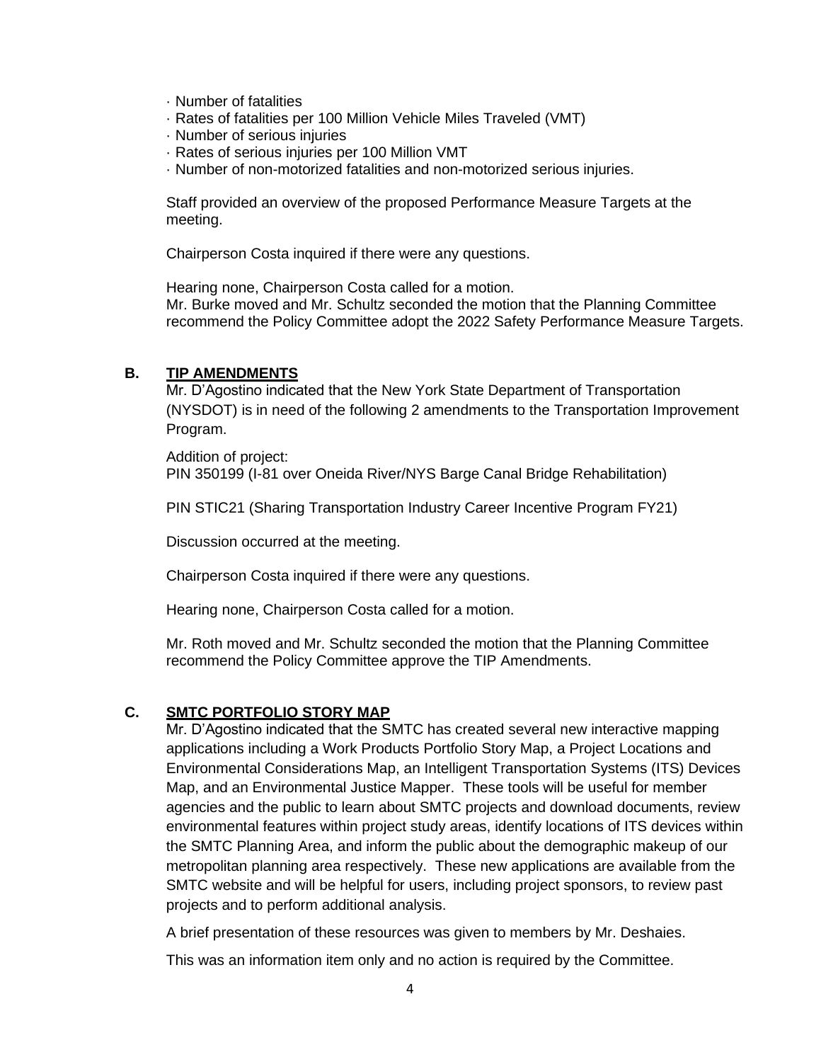· Number of fatalities
· Rates of fatalities per 100 Million Vehicle Miles Traveled (VMT)
· Number of serious injuries
· Rates of serious injuries per 100 Million VMT
· Number of non-motorized fatalities and non-motorized serious injuries.

Staff provided an overview of the proposed Performance Measure Targets at the meeting.

Chairperson Costa inquired if there were any questions.

Hearing none, Chairperson Costa called for a motion.
Mr. Burke moved and Mr. Schultz seconded the motion that the Planning Committee recommend the Policy Committee adopt the 2022 Safety Performance Measure Targets.

### B. TIP AMENDMENTS

Mr. D'Agostino indicated that the New York State Department of Transportation (NYSDOT) is in need of the following 2 amendments to the Transportation Improvement Program.

Addition of project:
PIN 350199 (I-81 over Oneida River/NYS Barge Canal Bridge Rehabilitation)

PIN STIC21 (Sharing Transportation Industry Career Incentive Program FY21)

Discussion occurred at the meeting.

Chairperson Costa inquired if there were any questions.

Hearing none, Chairperson Costa called for a motion.

Mr. Roth moved and Mr. Schultz seconded the motion that the Planning Committee recommend the Policy Committee approve the TIP Amendments.

### C. SMTC PORTFOLIO STORY MAP

Mr. D'Agostino indicated that the SMTC has created several new interactive mapping applications including a Work Products Portfolio Story Map, a Project Locations and Environmental Considerations Map, an Intelligent Transportation Systems (ITS) Devices Map, and an Environmental Justice Mapper. These tools will be useful for member agencies and the public to learn about SMTC projects and download documents, review environmental features within project study areas, identify locations of ITS devices within the SMTC Planning Area, and inform the public about the demographic makeup of our metropolitan planning area respectively. These new applications are available from the SMTC website and will be helpful for users, including project sponsors, to review past projects and to perform additional analysis.

A brief presentation of these resources was given to members by Mr. Deshaies.

This was an information item only and no action is required by the Committee.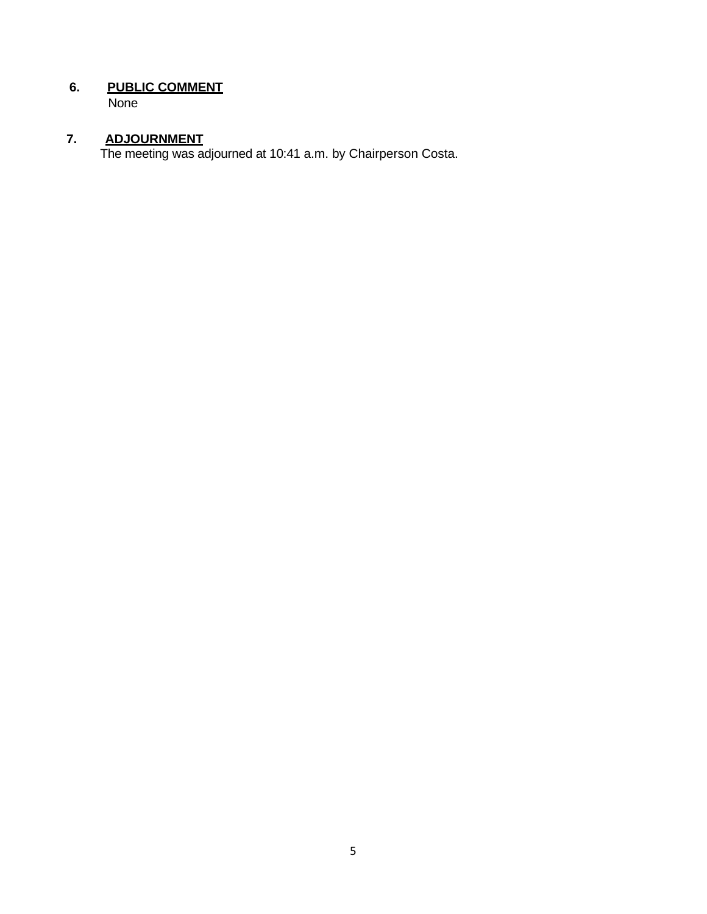**6. <u>PUBLIC COMMENT</u>**

None

**7. <u>ADJOURNMENT</u>**

The meeting was adjourned at 10:41 a.m. by Chairperson Costa.